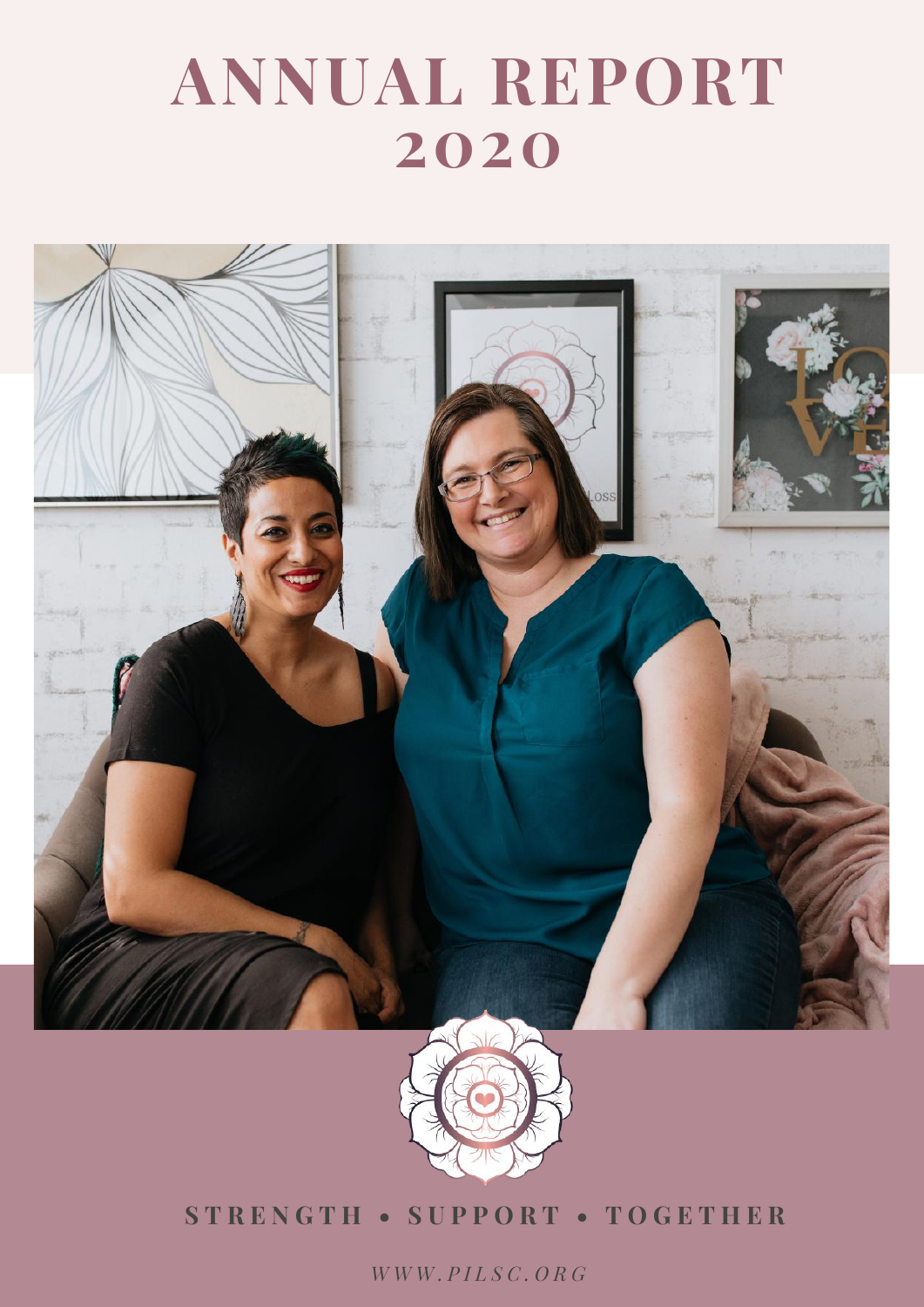# ANNUAL REPORT 2020

STRENGTH • SUPPORT • TOGETHER

*WWW.PILSC.ORG*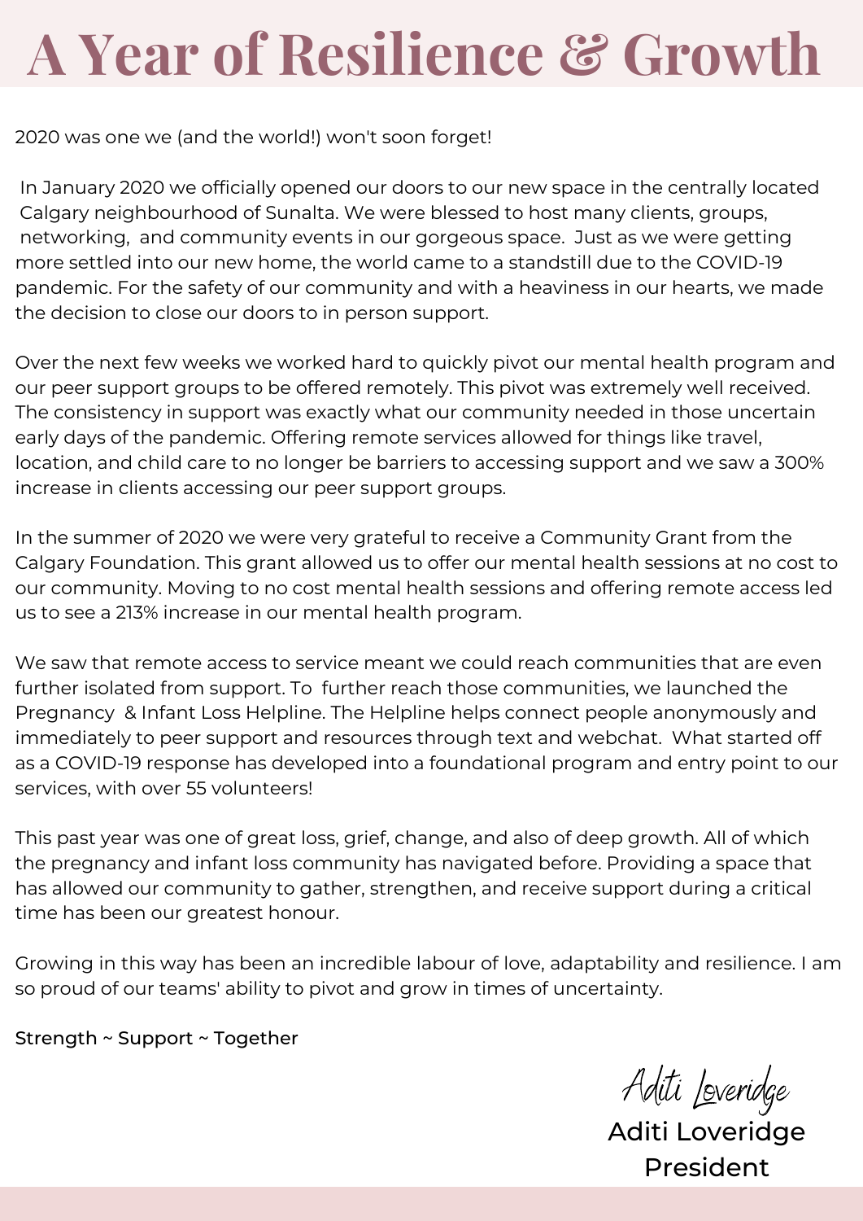# A Year of Resilience & Growth

2020 was one we (and the world!) won't soon forget!

In January 2020 we officially opened our doors to our new space in the centrally located Calgary neighbourhood of Sunalta. We were blessed to host many clients, groups, networking, and community events in our gorgeous space. Just as we were getting more settled into our new home, the world came to a standstill due to the COVID-19 pandemic. For the safety of our community and with a heaviness in our hearts, we made the decision to close our doors to in person support.

Over the next few weeks we worked hard to quickly pivot our mental health program and our peer support groups to be offered remotely. This pivot was extremely well received. The consistency in support was exactly what our community needed in those uncertain early days of the pandemic. Offering remote services allowed for things like travel, location, and child care to no longer be barriers to accessing support and we saw a 300% increase in clients accessing our peer support groups.

In the summer of 2020 we were very grateful to receive a Community Grant from the Calgary Foundation. This grant allowed us to offer our mental health sessions at no cost to our community. Moving to no cost mental health sessions and offering remote access led us to see a 213% increase in our mental health program.

We saw that remote access to service meant we could reach communities that are even further isolated from support. To further reach those communities, we launched the Pregnancy & Infant Loss Helpline. The Helpline helps connect people anonymously and immediately to peer support and resources through text and webchat. What started off as a COVID-19 response has developed into a foundational program and entry point to our services, with over 55 volunteers!

This past year was one of great loss, grief, change, and also of deep growth. All of which the pregnancy and infant loss community has navigated before. Providing a space that has allowed our community to gather, strengthen, and receive support during a critical time has been our greatest honour.

Growing in this way has been an incredible labour of love, adaptability and resilience. I am so proud of our teams' ability to pivot and grow in times of uncertainty.

Strength ~ Support ~ Together

*Aditi Loveridge*

Aditi Loveridge
President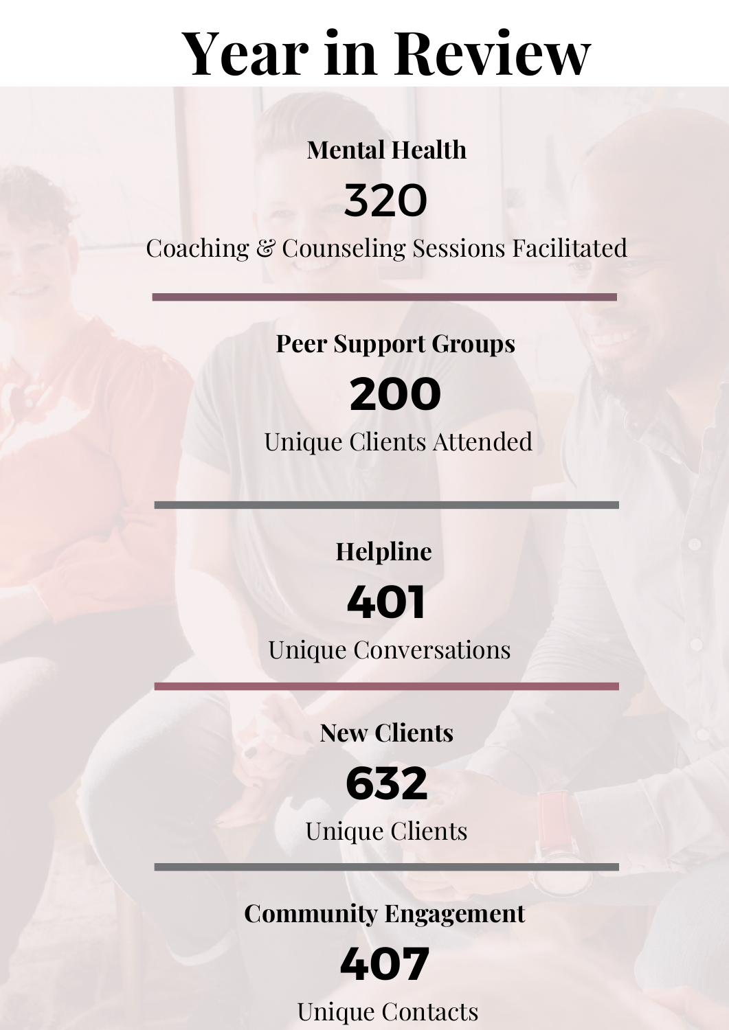# Year in Review

### Mental Health

**320**

Coaching & Counseling Sessions Facilitated

---

### Peer Support Groups

**200**

Unique Clients Attended

---

### Helpline

**401**

Unique Conversations

---

### New Clients

**632**

Unique Clients

---

### Community Engagement

**407**

Unique Contacts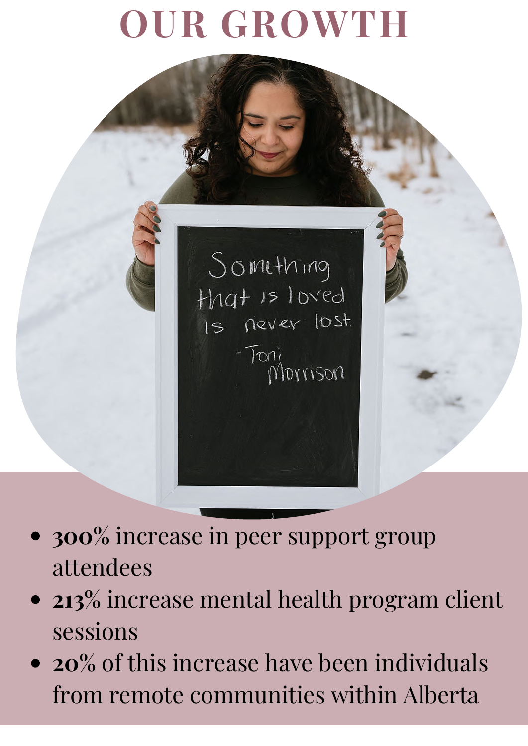# OUR GROWTH

- **300%** increase in peer support group attendees
- **213%** increase mental health program client sessions
- **20%** of this increase have been individuals from remote communities within Alberta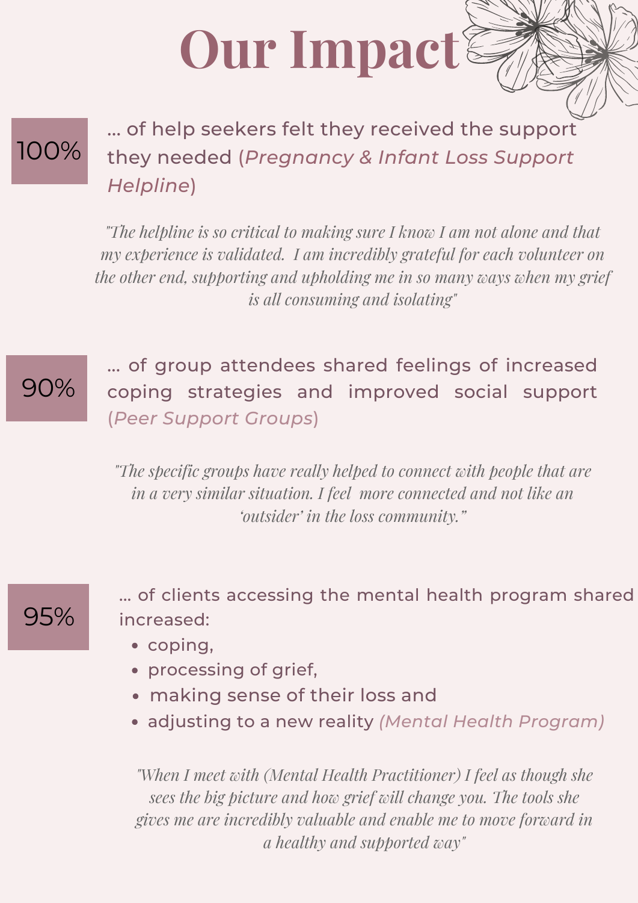# Our Impact

**100%** ... of help seekers felt they received the support they needed (*Pregnancy & Infant Loss Support Helpline*)

*"The helpline is so critical to making sure I know I am not alone and that my experience is validated. I am incredibly grateful for each volunteer on the other end, supporting and upholding me in so many ways when my grief is all consuming and isolating"*

**90%** ... of group attendees shared feelings of increased coping strategies and improved social support (*Peer Support Groups*)

*"The specific groups have really helped to connect with people that are in a very similar situation. I feel more connected and not like an 'outsider' in the loss community."*

**95%** ... of clients accessing the mental health program shared increased:

- coping,
- processing of grief,
- making sense of their loss and
- adjusting to a new reality *(Mental Health Program)*

*"When I meet with (Mental Health Practitioner) I feel as though she sees the big picture and how grief will change you. The tools she gives me are incredibly valuable and enable me to move forward in a healthy and supported way"*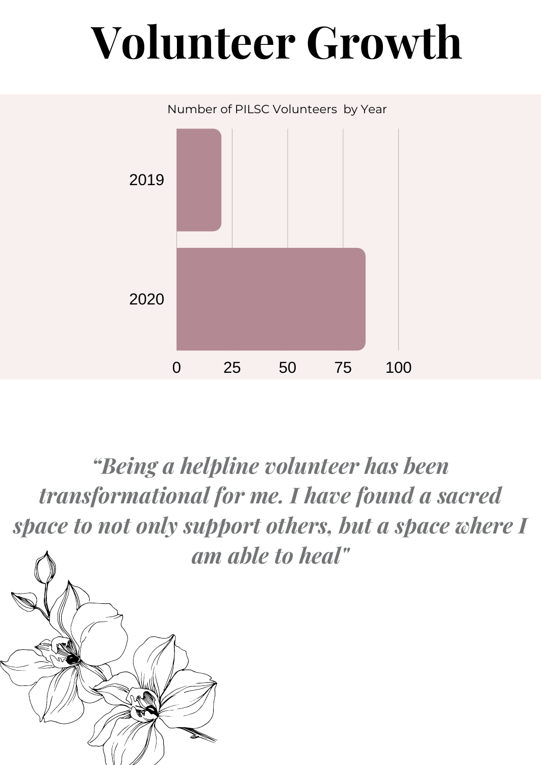# Volunteer Growth

Number of PILSC Volunteers by Year

2019

2020

0 25 50 75 100

*"Being a helpline volunteer has been transformational for me. I have found a sacred space to not only support others, but a space where I am able to heal"*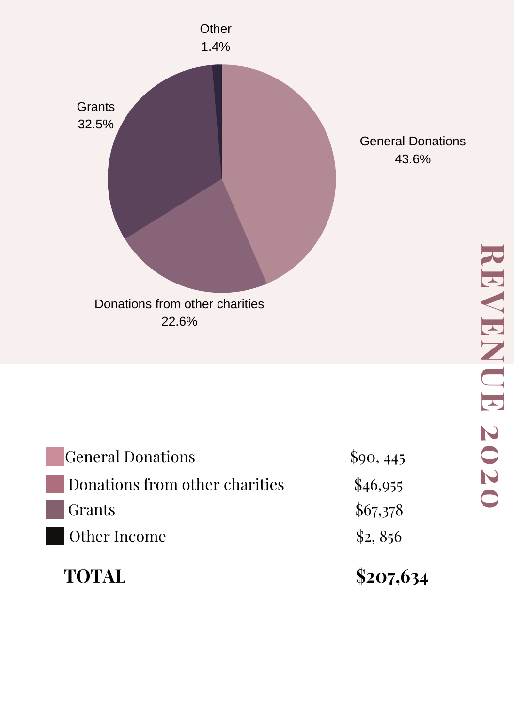# REVENUE 2020

Other
1.4%

Grants
32.5%

General Donations
43.6%

Donations from other charities
22.6%

| | |
|---|---|
| General Donations | $90, 445 |
| Donations from other charities | $46,955 |
| Grants | $67,378 |
| Other Income | $2, 856 |
| **TOTAL** | **$207,634** |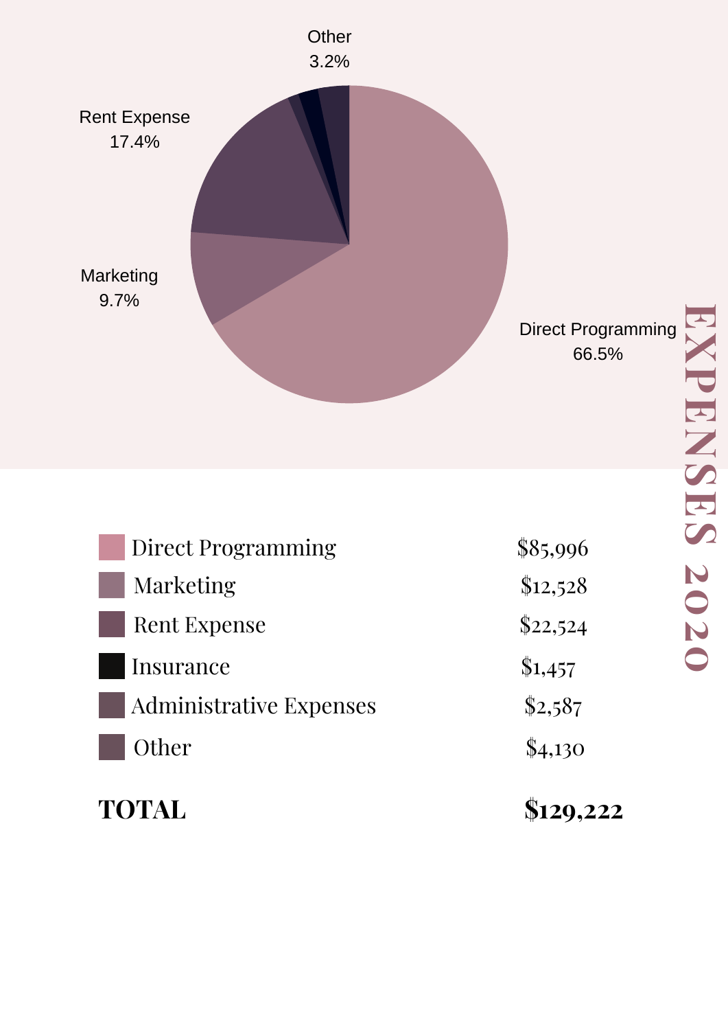# EXPENSES 2020

Other 3.2%

Rent Expense 17.4%

Marketing 9.7%

Direct Programming 66.5%

| | |
|---|---|
| Direct Programming | $85,996 |
| Marketing | $12,528 |
| Rent Expense | $22,524 |
| Insurance | $1,457 |
| Administrative Expenses | $2,587 |
| Other | $4,130 |
| **TOTAL** | **$129,222** |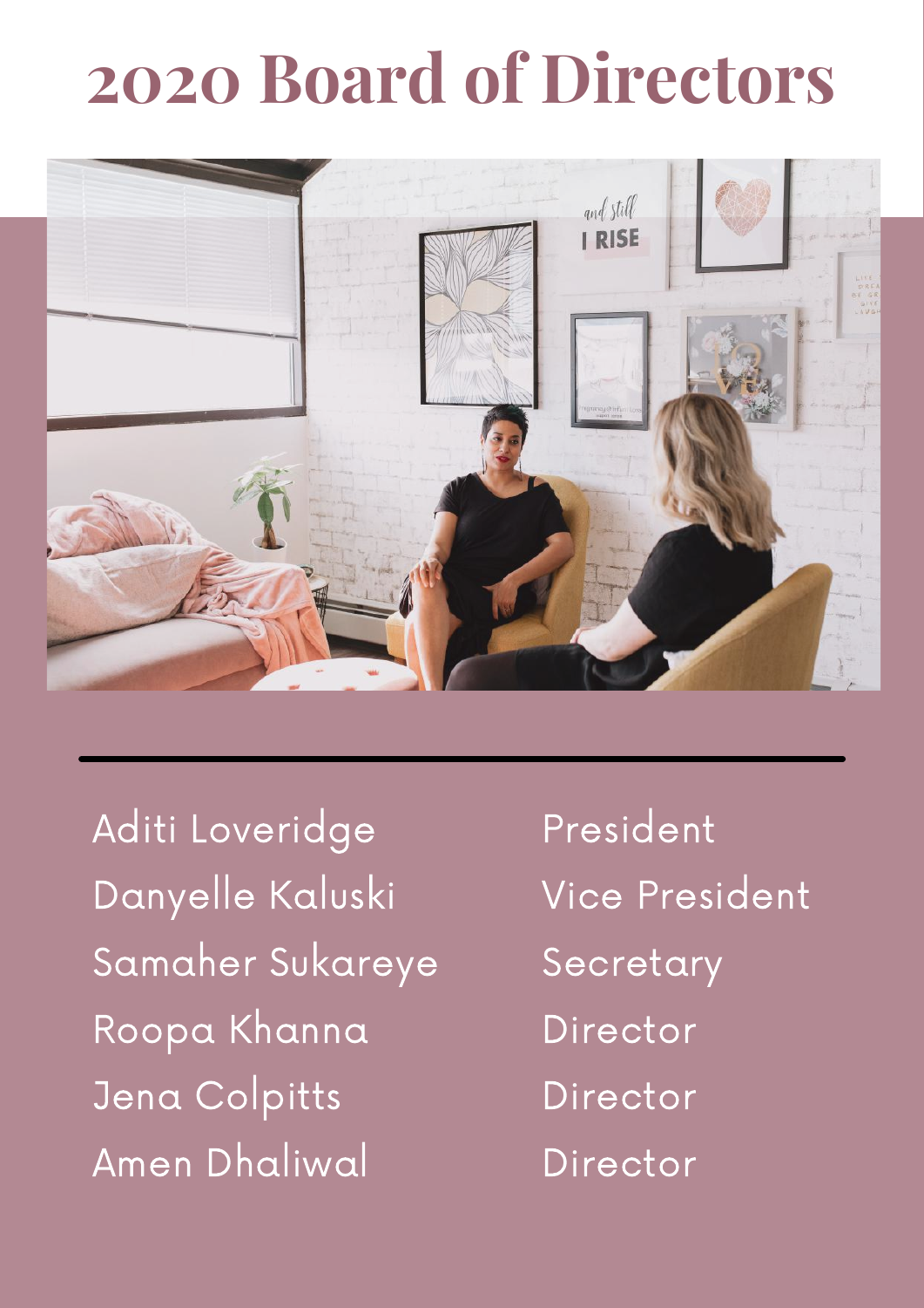# 2020 Board of Directors

| Name | Role |
| --- | --- |
| Aditi Loveridge | President |
| Danyelle Kaluski | Vice President |
| Samaher Sukareye | Secretary |
| Roopa Khanna | Director |
| Jena Colpitts | Director |
| Amen Dhaliwal | Director |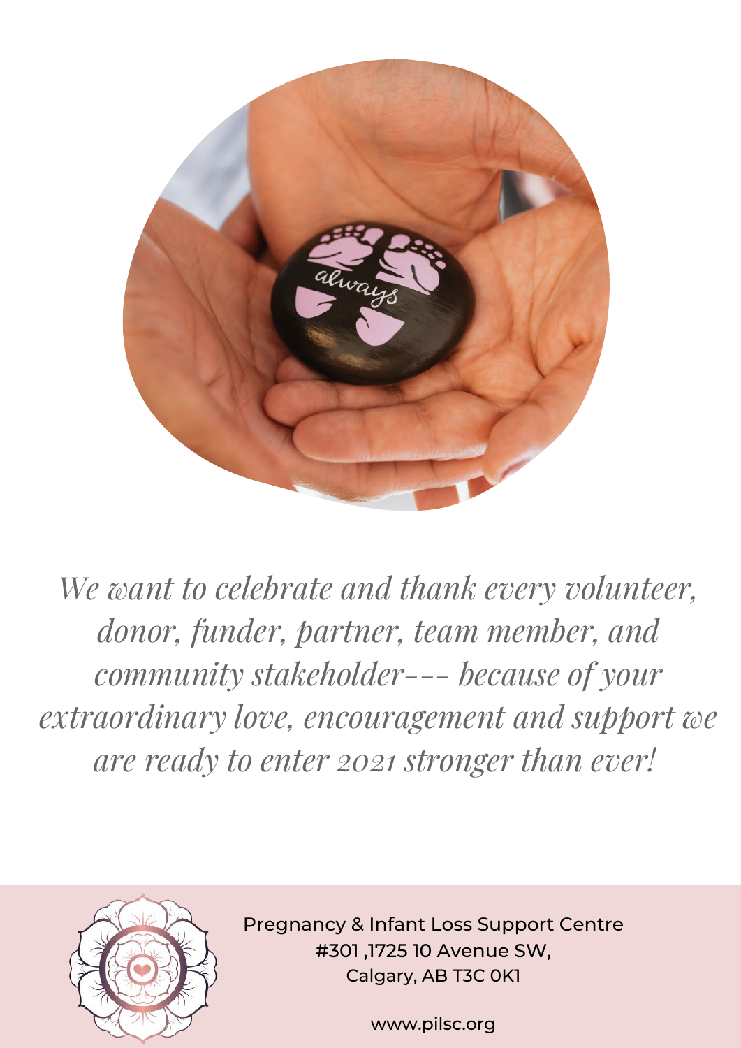*We want to celebrate and thank every volunteer, donor, funder, partner, team member, and community stakeholder--- because of your extraordinary love, encouragement and support we are ready to enter 2021 stronger than ever!*

Pregnancy & Infant Loss Support Centre
#301 ,1725 10 Avenue SW,
Calgary, AB T3C 0K1

www.pilsc.org